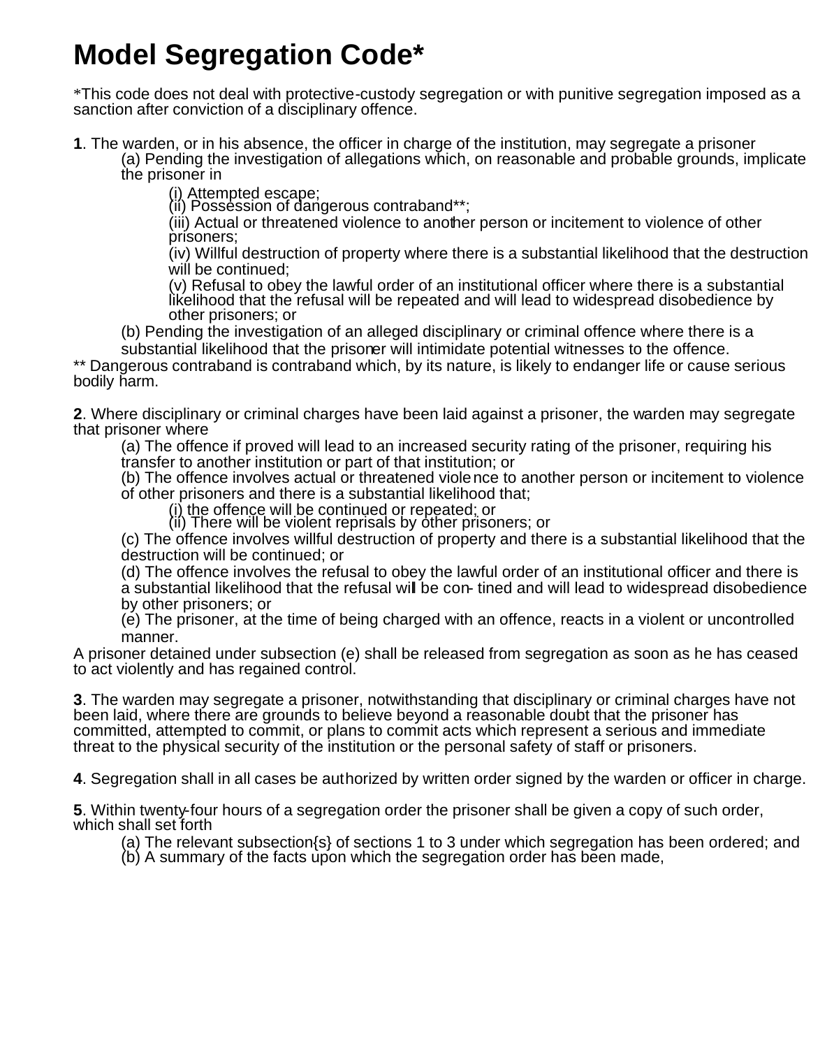# Model Segregation Code*

*This code does not deal with protective-custody segregation or with punitive segregation imposed as a sanction after conviction of a disciplinary offence.

**1**. The warden, or in his absence, the officer in charge of the institution, may segregate a prisoner

(a) Pending the investigation of allegations which, on reasonable and probable grounds, implicate the prisoner in

(i) Attempted escape;
(ii) Possession of dangerous contraband**;
(iii) Actual or threatened violence to another person or incitement to violence of other prisoners;
(iv) Willful destruction of property where there is a substantial likelihood that the destruction will be continued;
(v) Refusal to obey the lawful order of an institutional officer where there is a substantial likelihood that the refusal will be repeated and will lead to widespread disobedience by other prisoners; or

(b) Pending the investigation of an alleged disciplinary or criminal offence where there is a substantial likelihood that the prisoner will intimidate potential witnesses to the offence.

** Dangerous contraband is contraband which, by its nature, is likely to endanger life or cause serious bodily harm.

**2**. Where disciplinary or criminal charges have been laid against a prisoner, the warden may segregate that prisoner where

(a) The offence if proved will lead to an increased security rating of the prisoner, requiring his transfer to another institution or part of that institution; or
(b) The offence involves actual or threatened violence to another person or incitement to violence of other prisoners and there is a substantial likelihood that;

(i) the offence will be continued or repeated; or
(ii) There will be violent reprisals by other prisoners; or

(c) The offence involves willful destruction of property and there is a substantial likelihood that the destruction will be continued; or
(d) The offence involves the refusal to obey the lawful order of an institutional officer and there is a substantial likelihood that the refusal will be con- tined and will lead to widespread disobedience by other prisoners; or
(e) The prisoner, at the time of being charged with an offence, reacts in a violent or uncontrolled manner.

A prisoner detained under subsection (e) shall be released from segregation as soon as he has ceased to act violently and has regained control.

**3**. The warden may segregate a prisoner, notwithstanding that disciplinary or criminal charges have not been laid, where there are grounds to believe beyond a reasonable doubt that the prisoner has committed, attempted to commit, or plans to commit acts which represent a serious and immediate threat to the physical security of the institution or the personal safety of staff or prisoners.

**4**. Segregation shall in all cases be authorized by written order signed by the warden or officer in charge.

**5**. Within twenty-four hours of a segregation order the prisoner shall be given a copy of such order, which shall set forth

(a) The relevant subsection{s} of sections 1 to 3 under which segregation has been ordered; and
(b) A summary of the facts upon which the segregation order has been made,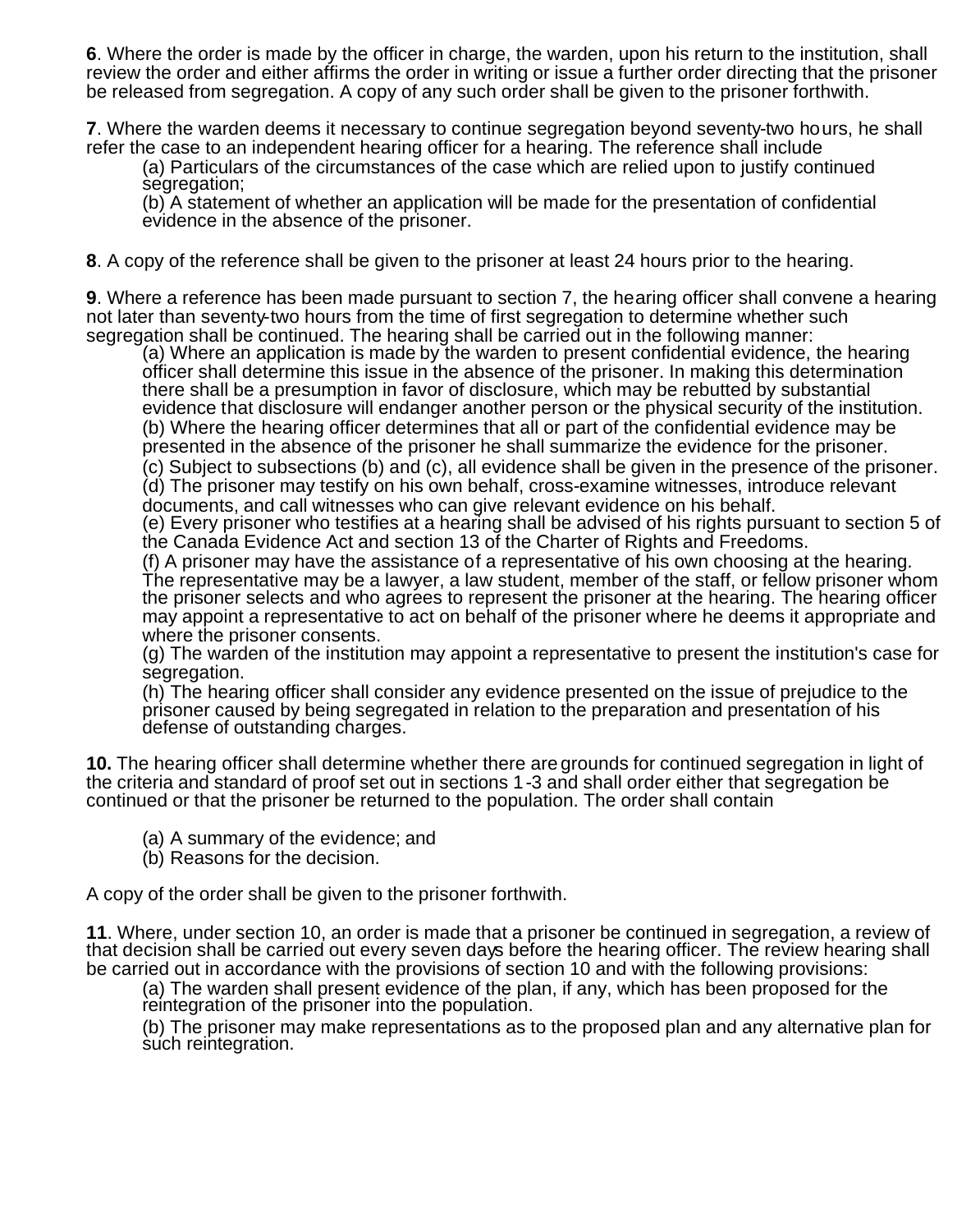**6**. Where the order is made by the officer in charge, the warden, upon his return to the institution, shall review the order and either affirms the order in writing or issue a further order directing that the prisoner be released from segregation. A copy of any such order shall be given to the prisoner forthwith.

**7**. Where the warden deems it necessary to continue segregation beyond seventy-two hours, he shall refer the case to an independent hearing officer for a hearing. The reference shall include

(a) Particulars of the circumstances of the case which are relied upon to justify continued segregation;
(b) A statement of whether an application will be made for the presentation of confidential evidence in the absence of the prisoner.

**8**. A copy of the reference shall be given to the prisoner at least 24 hours prior to the hearing.

**9**. Where a reference has been made pursuant to section 7, the hearing officer shall convene a hearing not later than seventy-two hours from the time of first segregation to determine whether such segregation shall be continued. The hearing shall be carried out in the following manner:

(a) Where an application is made by the warden to present confidential evidence, the hearing officer shall determine this issue in the absence of the prisoner. In making this determination there shall be a presumption in favor of disclosure, which may be rebutted by substantial evidence that disclosure will endanger another person or the physical security of the institution.
(b) Where the hearing officer determines that all or part of the confidential evidence may be presented in the absence of the prisoner he shall summarize the evidence for the prisoner.
(c) Subject to subsections (b) and (c), all evidence shall be given in the presence of the prisoner.
(d) The prisoner may testify on his own behalf, cross-examine witnesses, introduce relevant documents, and call witnesses who can give relevant evidence on his behalf.
(e) Every prisoner who testifies at a hearing shall be advised of his rights pursuant to section 5 of the Canada Evidence Act and section 13 of the Charter of Rights and Freedoms.
(f) A prisoner may have the assistance of a representative of his own choosing at the hearing. The representative may be a lawyer, a law student, member of the staff, or fellow prisoner whom the prisoner selects and who agrees to represent the prisoner at the hearing. The hearing officer may appoint a representative to act on behalf of the prisoner where he deems it appropriate and where the prisoner consents.
(g) The warden of the institution may appoint a representative to present the institution's case for segregation.
(h) The hearing officer shall consider any evidence presented on the issue of prejudice to the prisoner caused by being segregated in relation to the preparation and presentation of his defense of outstanding charges.

**10.** The hearing officer shall determine whether there are grounds for continued segregation in light of the criteria and standard of proof set out in sections 1-3 and shall order either that segregation be continued or that the prisoner be returned to the population. The order shall contain

(a) A summary of the evidence; and
(b) Reasons for the decision.

A copy of the order shall be given to the prisoner forthwith.

**11**. Where, under section 10, an order is made that a prisoner be continued in segregation, a review of that decision shall be carried out every seven days before the hearing officer. The review hearing shall be carried out in accordance with the provisions of section 10 and with the following provisions:

(a) The warden shall present evidence of the plan, if any, which has been proposed for the reintegration of the prisoner into the population.
(b) The prisoner may make representations as to the proposed plan and any alternative plan for such reintegration.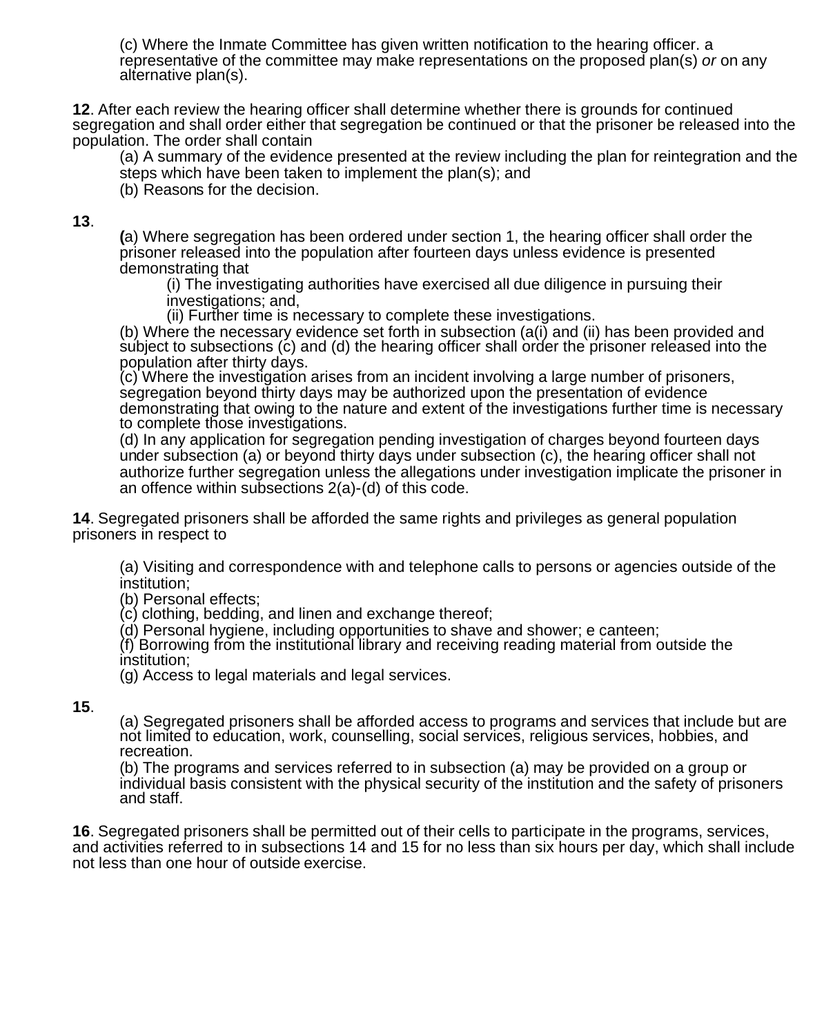(c) Where the Inmate Committee has given written notification to the hearing officer. a representative of the committee may make representations on the proposed plan(s) *or* on any alternative plan(s).

**12**. After each review the hearing officer shall determine whether there is grounds for continued segregation and shall order either that segregation be continued or that the prisoner be released into the population. The order shall contain

(a) A summary of the evidence presented at the review including the plan for reintegration and the steps which have been taken to implement the plan(s); and

(b) Reasons for the decision.

**13**.

**(**a) Where segregation has been ordered under section 1, the hearing officer shall order the prisoner released into the population after fourteen days unless evidence is presented demonstrating that

(i) The investigating authorities have exercised all due diligence in pursuing their investigations; and,

(ii) Further time is necessary to complete these investigations.

(b) Where the necessary evidence set forth in subsection (a(i) and (ii) has been provided and subject to subsections (c) and (d) the hearing officer shall order the prisoner released into the population after thirty days.

(c) Where the investigation arises from an incident involving a large number of prisoners, segregation beyond thirty days may be authorized upon the presentation of evidence demonstrating that owing to the nature and extent of the investigations further time is necessary to complete those investigations.

(d) In any application for segregation pending investigation of charges beyond fourteen days under subsection (a) or beyond thirty days under subsection (c), the hearing officer shall not authorize further segregation unless the allegations under investigation implicate the prisoner in an offence within subsections 2(a)-(d) of this code.

**14**. Segregated prisoners shall be afforded the same rights and privileges as general population prisoners in respect to

(a) Visiting and correspondence with and telephone calls to persons or agencies outside of the institution;

(b) Personal effects;

(c) clothing, bedding, and linen and exchange thereof;

(d) Personal hygiene, including opportunities to shave and shower; e canteen;

(f) Borrowing from the institutional library and receiving reading material from outside the institution;

(g) Access to legal materials and legal services.

**15**.

(a) Segregated prisoners shall be afforded access to programs and services that include but are not limited to education, work, counselling, social services, religious services, hobbies, and recreation.

(b) The programs and services referred to in subsection (a) may be provided on a group or individual basis consistent with the physical security of the institution and the safety of prisoners and staff.

**16**. Segregated prisoners shall be permitted out of their cells to participate in the programs, services, and activities referred to in subsections 14 and 15 for no less than six hours per day, which shall include not less than one hour of outside exercise.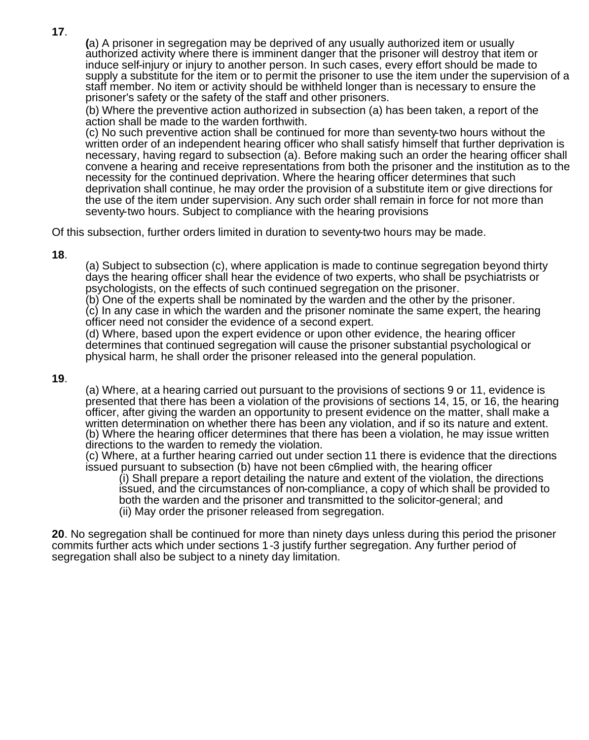**17**.

(a) A prisoner in segregation may be deprived of any usually authorized item or usually authorized activity where there is imminent danger that the prisoner will destroy that item or induce self-injury or injury to another person. In such cases, every effort should be made to supply a substitute for the item or to permit the prisoner to use the item under the supervision of a staff member. No item or activity should be withheld longer than is necessary to ensure the prisoner's safety or the safety of the staff and other prisoners.

(b) Where the preventive action authorized in subsection (a) has been taken, a report of the action shall be made to the warden forthwith.

(c) No such preventive action shall be continued for more than seventy-two hours without the written order of an independent hearing officer who shall satisfy himself that further deprivation is necessary, having regard to subsection (a). Before making such an order the hearing officer shall convene a hearing and receive representations from both the prisoner and the institution as to the necessity for the continued deprivation. Where the hearing officer determines that such deprivation shall continue, he may order the provision of a substitute item or give directions for the use of the item under supervision. Any such order shall remain in force for not more than seventy-two hours. Subject to compliance with the hearing provisions

Of this subsection, further orders limited in duration to seventy-two hours may be made.

**18**.

(a) Subject to subsection (c), where application is made to continue segregation beyond thirty days the hearing officer shall hear the evidence of two experts, who shall be psychiatrists or psychologists, on the effects of such continued segregation on the prisoner.

(b) One of the experts shall be nominated by the warden and the other by the prisoner.

(c) In any case in which the warden and the prisoner nominate the same expert, the hearing officer need not consider the evidence of a second expert.

(d) Where, based upon the expert evidence or upon other evidence, the hearing officer determines that continued segregation will cause the prisoner substantial psychological or physical harm, he shall order the prisoner released into the general population.

**19**.

(a) Where, at a hearing carried out pursuant to the provisions of sections 9 or 11, evidence is presented that there has been a violation of the provisions of sections 14, 15, or 16, the hearing officer, after giving the warden an opportunity to present evidence on the matter, shall make a written determination on whether there has been any violation, and if so its nature and extent.

(b) Where the hearing officer determines that there has been a violation, he may issue written directions to the warden to remedy the violation.

(c) Where, at a further hearing carried out under section 11 there is evidence that the directions issued pursuant to subsection (b) have not been c6mplied with, the hearing officer

(i) Shall prepare a report detailing the nature and extent of the violation, the directions issued, and the circumstances of non-compliance, a copy of which shall be provided to both the warden and the prisoner and transmitted to the solicitor-general; and

(ii) May order the prisoner released from segregation.

**20**. No segregation shall be continued for more than ninety days unless during this period the prisoner commits further acts which under sections 1-3 justify further segregation. Any further period of segregation shall also be subject to a ninety day limitation.